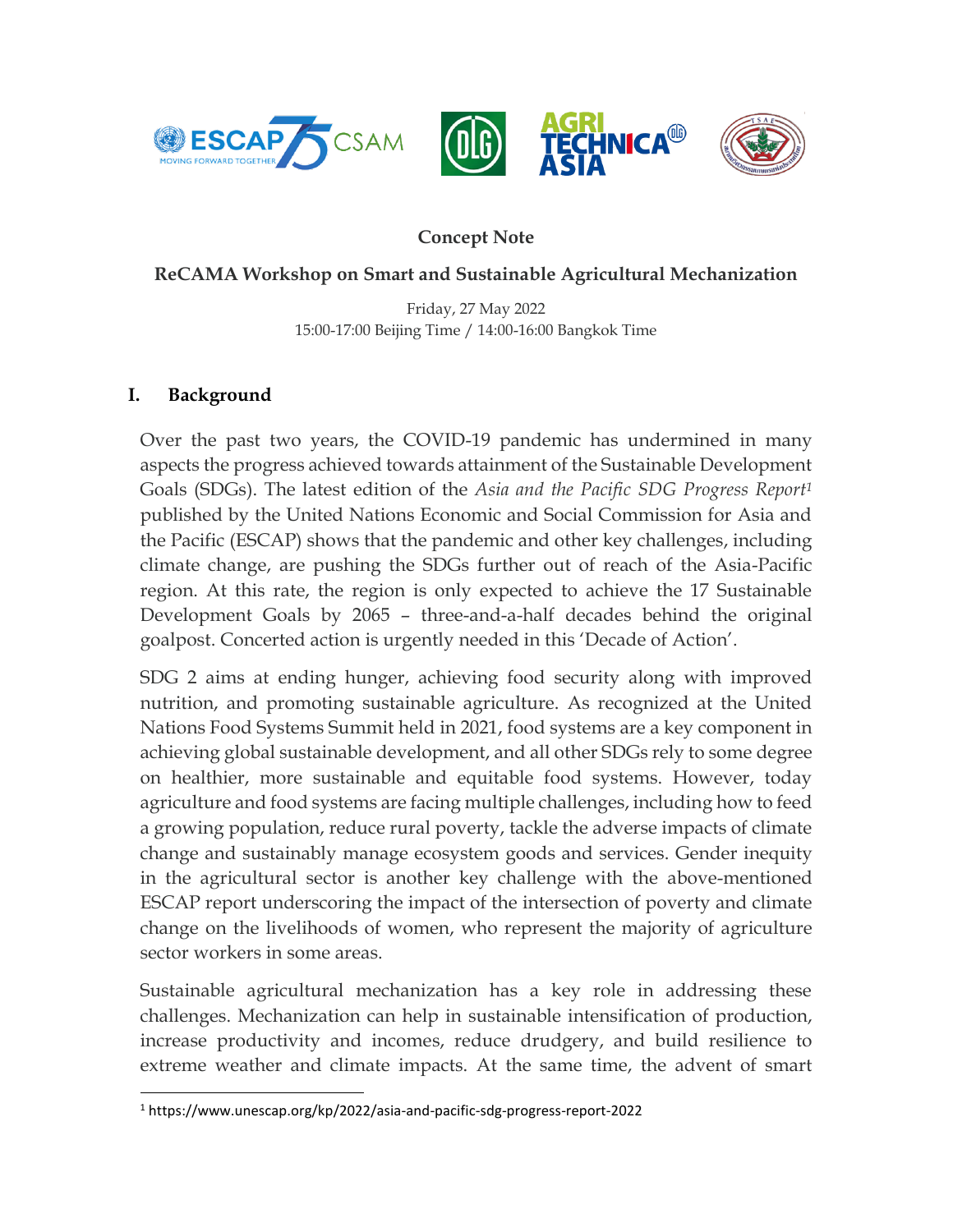**Concept Note**

**ReCAMA Workshop on Smart and Sustainable Agricultural Mechanization**

Friday, 27 May 2022
15:00-17:00 Beijing Time / 14:00-16:00 Bangkok Time

## I. Background

Over the past two years, the COVID-19 pandemic has undermined in many aspects the progress achieved towards attainment of the Sustainable Development Goals (SDGs). The latest edition of the *Asia and the Pacific SDG Progress Report*[1] published by the United Nations Economic and Social Commission for Asia and the Pacific (ESCAP) shows that the pandemic and other key challenges, including climate change, are pushing the SDGs further out of reach of the Asia-Pacific region. At this rate, the region is only expected to achieve the 17 Sustainable Development Goals by 2065 – three-and-a-half decades behind the original goalpost. Concerted action is urgently needed in this 'Decade of Action'.

SDG 2 aims at ending hunger, achieving food security along with improved nutrition, and promoting sustainable agriculture. As recognized at the United Nations Food Systems Summit held in 2021, food systems are a key component in achieving global sustainable development, and all other SDGs rely to some degree on healthier, more sustainable and equitable food systems. However, today agriculture and food systems are facing multiple challenges, including how to feed a growing population, reduce rural poverty, tackle the adverse impacts of climate change and sustainably manage ecosystem goods and services. Gender inequity in the agricultural sector is another key challenge with the above-mentioned ESCAP report underscoring the impact of the intersection of poverty and climate change on the livelihoods of women, who represent the majority of agriculture sector workers in some areas.

Sustainable agricultural mechanization has a key role in addressing these challenges. Mechanization can help in sustainable intensification of production, increase productivity and incomes, reduce drudgery, and build resilience to extreme weather and climate impacts. At the same time, the advent of smart

---

[1] https://www.unescap.org/kp/2022/asia-and-pacific-sdg-progress-report-2022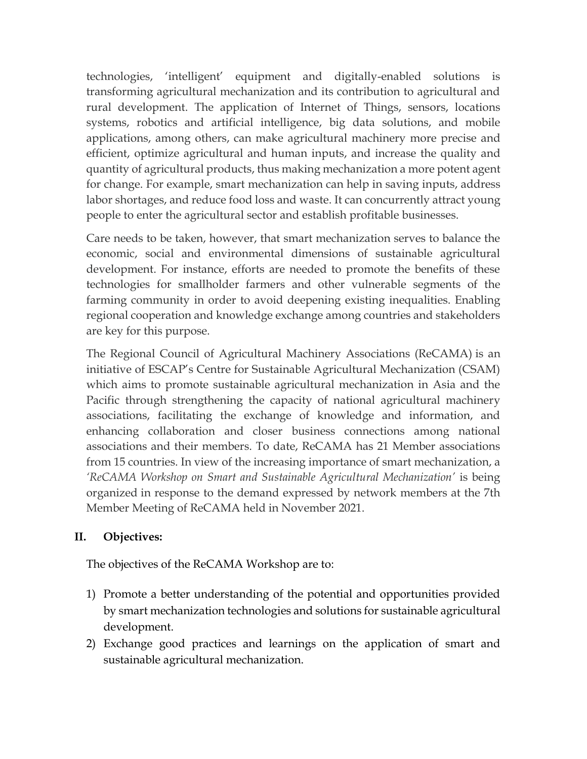technologies, 'intelligent' equipment and digitally-enabled solutions is transforming agricultural mechanization and its contribution to agricultural and rural development. The application of Internet of Things, sensors, locations systems, robotics and artificial intelligence, big data solutions, and mobile applications, among others, can make agricultural machinery more precise and efficient, optimize agricultural and human inputs, and increase the quality and quantity of agricultural products, thus making mechanization a more potent agent for change. For example, smart mechanization can help in saving inputs, address labor shortages, and reduce food loss and waste. It can concurrently attract young people to enter the agricultural sector and establish profitable businesses.

Care needs to be taken, however, that smart mechanization serves to balance the economic, social and environmental dimensions of sustainable agricultural development. For instance, efforts are needed to promote the benefits of these technologies for smallholder farmers and other vulnerable segments of the farming community in order to avoid deepening existing inequalities. Enabling regional cooperation and knowledge exchange among countries and stakeholders are key for this purpose.

The Regional Council of Agricultural Machinery Associations (ReCAMA) is an initiative of ESCAP's Centre for Sustainable Agricultural Mechanization (CSAM) which aims to promote sustainable agricultural mechanization in Asia and the Pacific through strengthening the capacity of national agricultural machinery associations, facilitating the exchange of knowledge and information, and enhancing collaboration and closer business connections among national associations and their members. To date, ReCAMA has 21 Member associations from 15 countries. In view of the increasing importance of smart mechanization, a *'ReCAMA Workshop on Smart and Sustainable Agricultural Mechanization'* is being organized in response to the demand expressed by network members at the 7th Member Meeting of ReCAMA held in November 2021.

## II. Objectives:

The objectives of the ReCAMA Workshop are to:

1) Promote a better understanding of the potential and opportunities provided by smart mechanization technologies and solutions for sustainable agricultural development.
2) Exchange good practices and learnings on the application of smart and sustainable agricultural mechanization.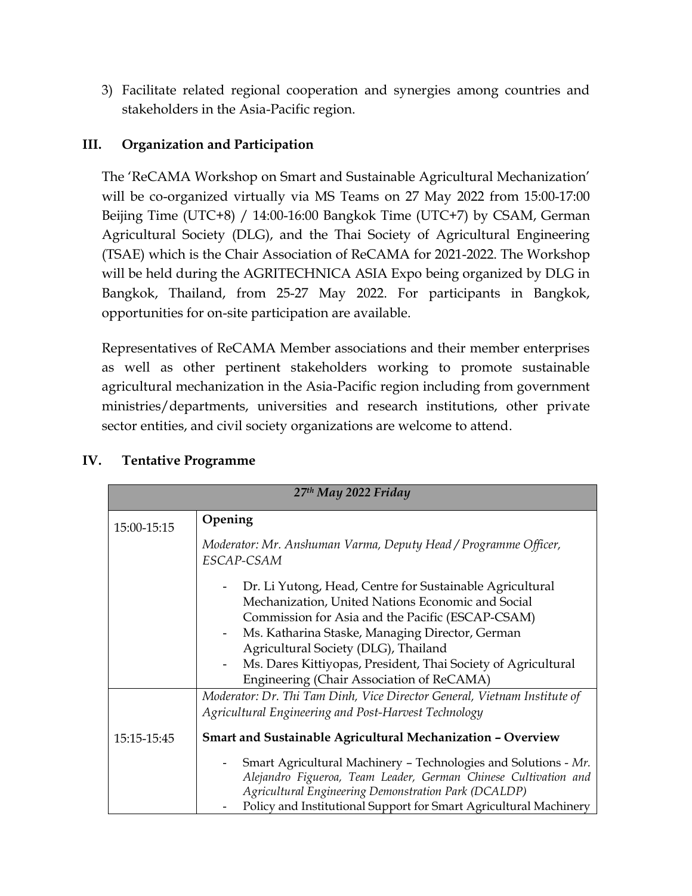3) Facilitate related regional cooperation and synergies among countries and stakeholders in the Asia-Pacific region.

## III. Organization and Participation

The 'ReCAMA Workshop on Smart and Sustainable Agricultural Mechanization' will be co-organized virtually via MS Teams on 27 May 2022 from 15:00-17:00 Beijing Time (UTC+8) / 14:00-16:00 Bangkok Time (UTC+7) by CSAM, German Agricultural Society (DLG), and the Thai Society of Agricultural Engineering (TSAE) which is the Chair Association of ReCAMA for 2021-2022. The Workshop will be held during the AGRITECHNICA ASIA Expo being organized by DLG in Bangkok, Thailand, from 25-27 May 2022. For participants in Bangkok, opportunities for on-site participation are available.

Representatives of ReCAMA Member associations and their member enterprises as well as other pertinent stakeholders working to promote sustainable agricultural mechanization in the Asia-Pacific region including from government ministries/departments, universities and research institutions, other private sector entities, and civil society organizations are welcome to attend.

## IV. Tentative Programme

| *27th May 2022 Friday* | |
|---|---|
| 15:00-15:15 | **Opening**<br>*Moderator: Mr. Anshuman Varma, Deputy Head / Programme Officer, ESCAP-CSAM*<br>- Dr. Li Yutong, Head, Centre for Sustainable Agricultural Mechanization, United Nations Economic and Social Commission for Asia and the Pacific (ESCAP-CSAM)<br>- Ms. Katharina Staske, Managing Director, German Agricultural Society (DLG), Thailand<br>- Ms. Dares Kittiyopas, President, Thai Society of Agricultural Engineering (Chair Association of ReCAMA) |
| 15:15-15:45 | *Moderator: Dr. Thi Tam Dinh, Vice Director General, Vietnam Institute of Agricultural Engineering and Post-Harvest Technology*<br>**Smart and Sustainable Agricultural Mechanization – Overview**<br>- Smart Agricultural Machinery – Technologies and Solutions - *Mr. Alejandro Figueroa, Team Leader, German Chinese Cultivation and Agricultural Engineering Demonstration Park (DCALDP)*<br>- Policy and Institutional Support for Smart Agricultural Machinery |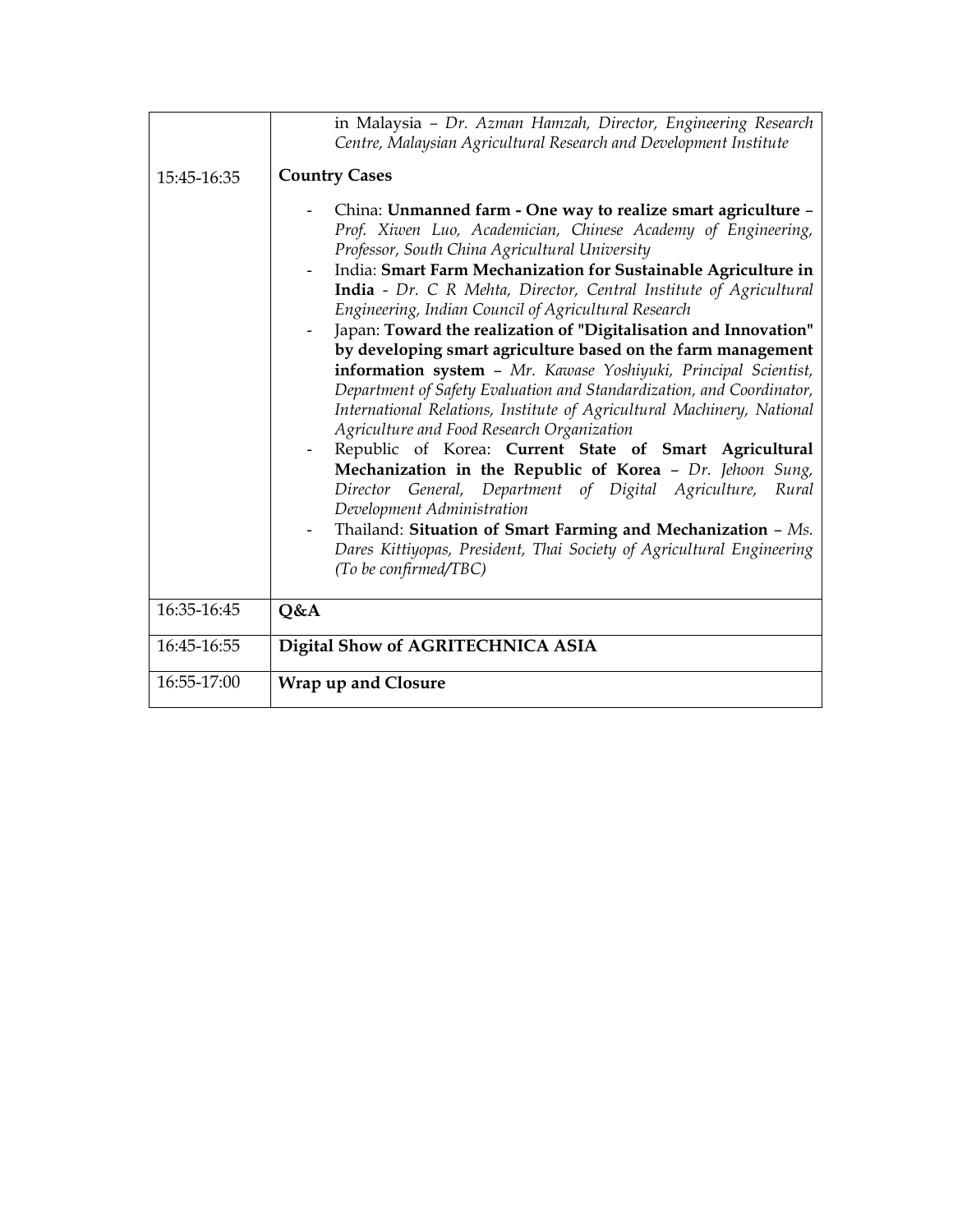| | |
|---|---|
| | in Malaysia – *Dr. Azman Hamzah, Director, Engineering Research Centre, Malaysian Agricultural Research and Development Institute* |
| 15:45-16:35 | **Country Cases**<br>- China: **Unmanned farm - One way to realize smart agriculture** – *Prof. Xiwen Luo, Academician, Chinese Academy of Engineering, Professor, South China Agricultural University*<br>- India: **Smart Farm Mechanization for Sustainable Agriculture in India** - *Dr. C R Mehta, Director, Central Institute of Agricultural Engineering, Indian Council of Agricultural Research*<br>- Japan: **Toward the realization of "Digitalisation and Innovation" by developing smart agriculture based on the farm management information system** – *Mr. Kawase Yoshiyuki, Principal Scientist, Department of Safety Evaluation and Standardization, and Coordinator, International Relations, Institute of Agricultural Machinery, National Agriculture and Food Research Organization*<br>- Republic of Korea: **Current State of Smart Agricultural Mechanization in the Republic of Korea** – *Dr. Jehoon Sung, Director General, Department of Digital Agriculture, Rural Development Administration*<br>- Thailand: **Situation of Smart Farming and Mechanization** – *Ms. Dares Kittiyopas, President, Thai Society of Agricultural Engineering (To be confirmed/TBC)* |
| 16:35-16:45 | **Q&A** |
| 16:45-16:55 | **Digital Show of AGRITECHNICA ASIA** |
| 16:55-17:00 | **Wrap up and Closure** |